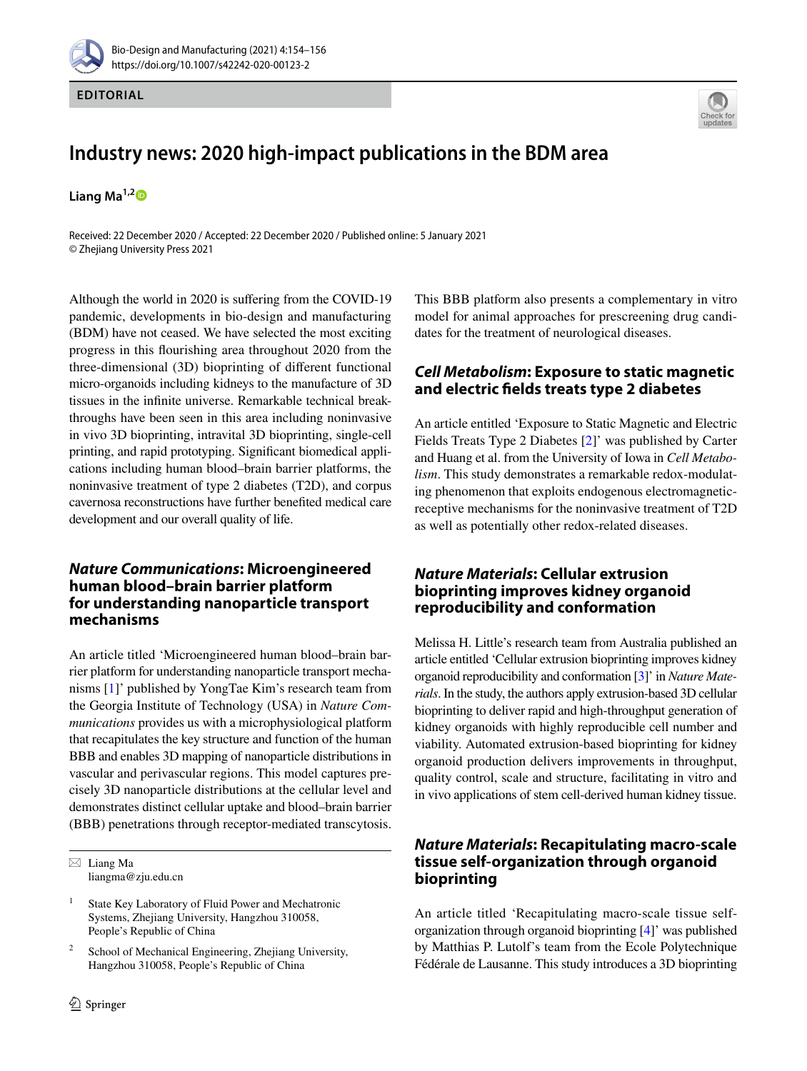EDITORIAL

# Industry news: 2020 high-impact publications in the BDM area

**Liang Ma**[1,2]

Received: 22 December 2020 / Accepted: 22 December 2020 / Published online: 5 January 2021
© Zhejiang University Press 2021

Although the world in 2020 is suffering from the COVID-19 pandemic, developments in bio-design and manufacturing (BDM) have not ceased. We have selected the most exciting progress in this flourishing area throughout 2020 from the three-dimensional (3D) bioprinting of different functional micro-organoids including kidneys to the manufacture of 3D tissues in the infinite universe. Remarkable technical breakthroughs have been seen in this area including noninvasive in vivo 3D bioprinting, intravital 3D bioprinting, single-cell printing, and rapid prototyping. Significant biomedical applications including human blood–brain barrier platforms, the noninvasive treatment of type 2 diabetes (T2D), and corpus cavernosa reconstructions have further benefited medical care development and our overall quality of life.

## *Nature Communications*: Microengineered human blood–brain barrier platform for understanding nanoparticle transport mechanisms

An article titled 'Microengineered human blood–brain barrier platform for understanding nanoparticle transport mechanisms [1]' published by YongTae Kim's research team from the Georgia Institute of Technology (USA) in *Nature Communications* provides us with a microphysiological platform that recapitulates the key structure and function of the human BBB and enables 3D mapping of nanoparticle distributions in vascular and perivascular regions. This model captures precisely 3D nanoparticle distributions at the cellular level and demonstrates distinct cellular uptake and blood–brain barrier (BBB) penetrations through receptor-mediated transcytosis. This BBB platform also presents a complementary in vitro model for animal approaches for prescreening drug candidates for the treatment of neurological diseases.

## *Cell Metabolism*: Exposure to static magnetic and electric fields treats type 2 diabetes

An article entitled 'Exposure to Static Magnetic and Electric Fields Treats Type 2 Diabetes [2]' was published by Carter and Huang et al. from the University of Iowa in *Cell Metabolism*. This study demonstrates a remarkable redox-modulating phenomenon that exploits endogenous electromagnetic-receptive mechanisms for the noninvasive treatment of T2D as well as potentially other redox-related diseases.

## *Nature Materials*: Cellular extrusion bioprinting improves kidney organoid reproducibility and conformation

Melissa H. Little's research team from Australia published an article entitled 'Cellular extrusion bioprinting improves kidney organoid reproducibility and conformation [3]' in *Nature Materials*. In the study, the authors apply extrusion-based 3D cellular bioprinting to deliver rapid and high-throughput generation of kidney organoids with highly reproducible cell number and viability. Automated extrusion-based bioprinting for kidney organoid production delivers improvements in throughput, quality control, scale and structure, facilitating in vitro and in vivo applications of stem cell-derived human kidney tissue.

## *Nature Materials*: Recapitulating macro-scale tissue self-organization through organoid bioprinting

An article titled 'Recapitulating macro-scale tissue self-organization through organoid bioprinting [4]' was published by Matthias P. Lutolf's team from the Ecole Polytechnique Fédérale de Lausanne. This study introduces a 3D bioprinting

---

✉ Liang Ma
liangma@zju.edu.cn

1 State Key Laboratory of Fluid Power and Mechatronic Systems, Zhejiang University, Hangzhou 310058, People's Republic of China

2 School of Mechanical Engineering, Zhejiang University, Hangzhou 310058, People's Republic of China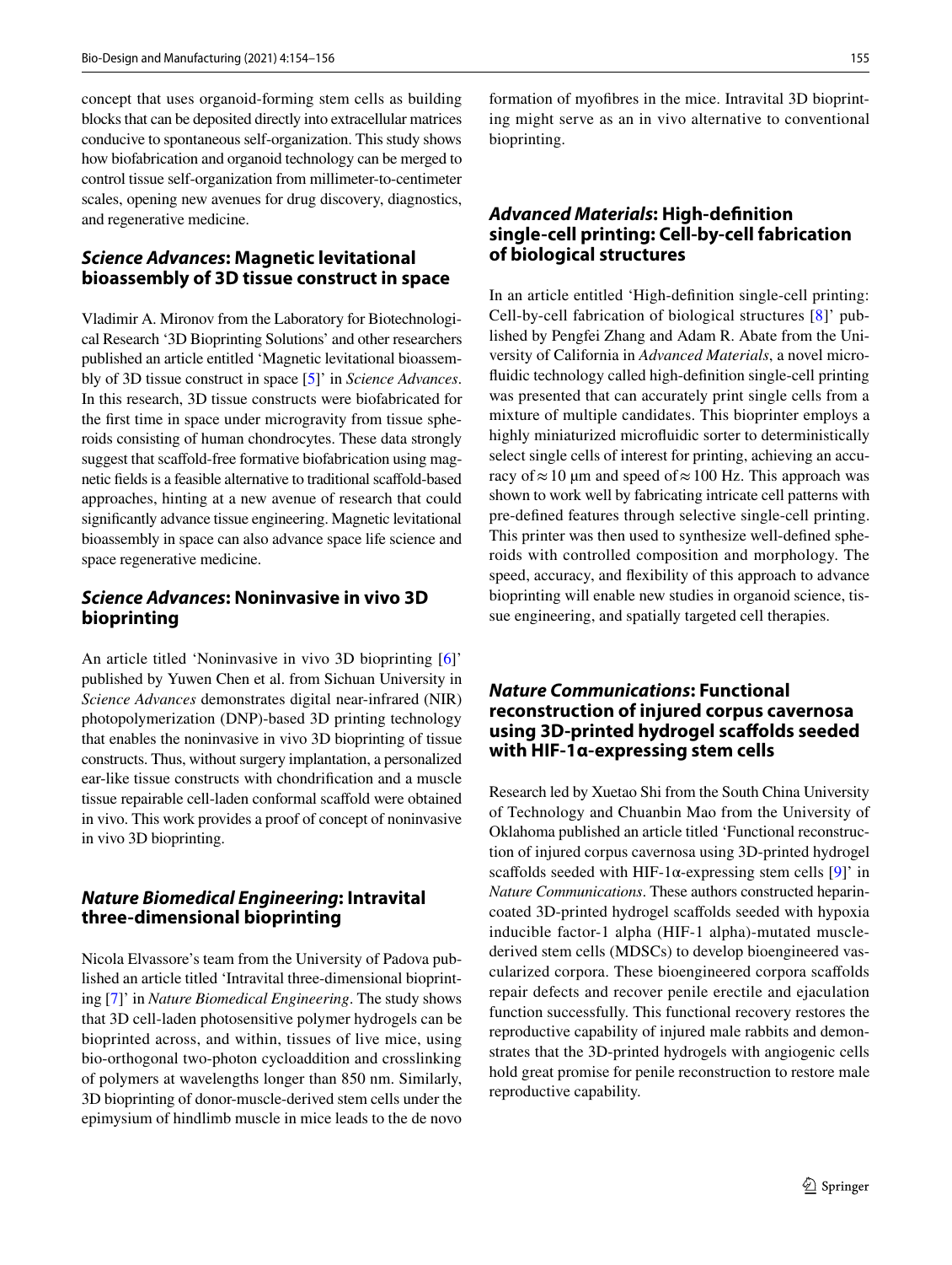concept that uses organoid-forming stem cells as building blocks that can be deposited directly into extracellular matrices conducive to spontaneous self-organization. This study shows how biofabrication and organoid technology can be merged to control tissue self-organization from millimeter-to-centimeter scales, opening new avenues for drug discovery, diagnostics, and regenerative medicine.

## *Science Advances*: Magnetic levitational bioassembly of 3D tissue construct in space

Vladimir A. Mironov from the Laboratory for Biotechnological Research '3D Bioprinting Solutions' and other researchers published an article entitled 'Magnetic levitational bioassembly of 3D tissue construct in space [5]' in *Science Advances*. In this research, 3D tissue constructs were biofabricated for the first time in space under microgravity from tissue spheroids consisting of human chondrocytes. These data strongly suggest that scaffold-free formative biofabrication using magnetic fields is a feasible alternative to traditional scaffold-based approaches, hinting at a new avenue of research that could significantly advance tissue engineering. Magnetic levitational bioassembly in space can also advance space life science and space regenerative medicine.

## *Science Advances*: Noninvasive in vivo 3D bioprinting

An article titled 'Noninvasive in vivo 3D bioprinting [6]' published by Yuwen Chen et al. from Sichuan University in *Science Advances* demonstrates digital near-infrared (NIR) photopolymerization (DNP)-based 3D printing technology that enables the noninvasive in vivo 3D bioprinting of tissue constructs. Thus, without surgery implantation, a personalized ear-like tissue constructs with chondrification and a muscle tissue repairable cell-laden conformal scaffold were obtained in vivo. This work provides a proof of concept of noninvasive in vivo 3D bioprinting.

## *Nature Biomedical Engineering*: Intravital three-dimensional bioprinting

Nicola Elvassore's team from the University of Padova published an article titled 'Intravital three-dimensional bioprinting [7]' in *Nature Biomedical Engineering*. The study shows that 3D cell-laden photosensitive polymer hydrogels can be bioprinted across, and within, tissues of live mice, using bio-orthogonal two-photon cycloaddition and crosslinking of polymers at wavelengths longer than 850 nm. Similarly, 3D bioprinting of donor-muscle-derived stem cells under the epimysium of hindlimb muscle in mice leads to the de novo formation of myofibres in the mice. Intravital 3D bioprinting might serve as an in vivo alternative to conventional bioprinting.

## *Advanced Materials*: High-definition single-cell printing: Cell-by-cell fabrication of biological structures

In an article entitled 'High-definition single-cell printing: Cell-by-cell fabrication of biological structures [8]' published by Pengfei Zhang and Adam R. Abate from the University of California in *Advanced Materials*, a novel microfluidic technology called high-definition single-cell printing was presented that can accurately print single cells from a mixture of multiple candidates. This bioprinter employs a highly miniaturized microfluidic sorter to deterministically select single cells of interest for printing, achieving an accuracy of $\approx 10$ μm and speed of $\approx 100$ Hz. This approach was shown to work well by fabricating intricate cell patterns with pre-defined features through selective single-cell printing. This printer was then used to synthesize well-defined spheroids with controlled composition and morphology. The speed, accuracy, and flexibility of this approach to advance bioprinting will enable new studies in organoid science, tissue engineering, and spatially targeted cell therapies.

## *Nature Communications*: Functional reconstruction of injured corpus cavernosa using 3D-printed hydrogel scaffolds seeded with HIF-1α-expressing stem cells

Research led by Xuetao Shi from the South China University of Technology and Chuanbin Mao from the University of Oklahoma published an article titled 'Functional reconstruction of injured corpus cavernosa using 3D-printed hydrogel scaffolds seeded with HIF-1α-expressing stem cells [9]' in *Nature Communications*. These authors constructed heparin-coated 3D-printed hydrogel scaffolds seeded with hypoxia inducible factor-1 alpha (HIF-1 alpha)-mutated muscle-derived stem cells (MDSCs) to develop bioengineered vascularized corpora. These bioengineered corpora scaffolds repair defects and recover penile erectile and ejaculation function successfully. This functional recovery restores the reproductive capability of injured male rabbits and demonstrates that the 3D-printed hydrogels with angiogenic cells hold great promise for penile reconstruction to restore male reproductive capability.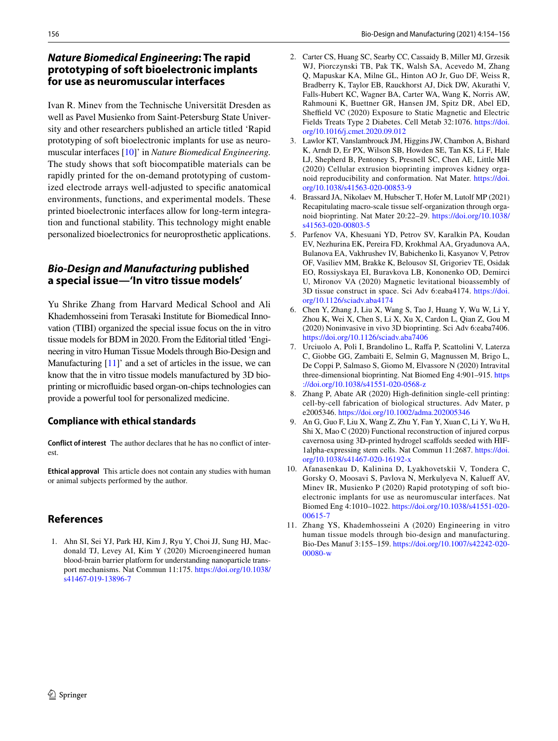## *Nature Biomedical Engineering*: The rapid prototyping of soft bioelectronic implants for use as neuromuscular interfaces

Ivan R. Minev from the Technische Universität Dresden as well as Pavel Musienko from Saint-Petersburg State University and other researchers published an article titled 'Rapid prototyping of soft bioelectronic implants for use as neuromuscular interfaces [10]' in *Nature Biomedical Engineering*. The study shows that soft biocompatible materials can be rapidly printed for the on-demand prototyping of customized electrode arrays well-adjusted to specific anatomical environments, functions, and experimental models. These printed bioelectronic interfaces allow for long-term integration and functional stability. This technology might enable personalized bioelectronics for neuroprosthetic applications.

## *Bio-Design and Manufacturing* published a special issue—'In vitro tissue models'

Yu Shrike Zhang from Harvard Medical School and Ali Khademhosseini from Terasaki Institute for Biomedical Innovation (TIBI) organized the special issue focus on the in vitro tissue models for BDM in 2020. From the Editorial titled 'Engineering in vitro Human Tissue Models through Bio-Design and Manufacturing [11]' and a set of articles in the issue, we can know that the in vitro tissue models manufactured by 3D bioprinting or microfluidic based organ-on-chips technologies can provide a powerful tool for personalized medicine.

### Compliance with ethical standards

**Conflict of interest** The author declares that he has no conflict of interest.

**Ethical approval** This article does not contain any studies with human or animal subjects performed by the author.

## References

1. Ahn SI, Sei YJ, Park HJ, Kim J, Ryu Y, Choi JJ, Sung HJ, Macdonald TJ, Levey AI, Kim Y (2020) Microengineered human blood-brain barrier platform for understanding nanoparticle transport mechanisms. Nat Commun 11:175. https://doi.org/10.1038/s41467-019-13896-7
2. Carter CS, Huang SC, Searby CC, Cassaidy B, Miller MJ, Grzesik WJ, Piorczynski TB, Pak TK, Walsh SA, Acevedo M, Zhang Q, Mapuskar KA, Milne GL, Hinton AO Jr, Guo DF, Weiss R, Bradberry K, Taylor EB, Rauckhorst AJ, Dick DW, Akurathi V, Falls-Hubert KC, Wagner BA, Carter WA, Wang K, Norris AW, Rahmouni K, Buettner GR, Hansen JM, Spitz DR, Abel ED, Sheffield VC (2020) Exposure to Static Magnetic and Electric Fields Treats Type 2 Diabetes. Cell Metab 32:1076. https://doi.org/10.1016/j.cmet.2020.09.012
3. Lawlor KT, Vanslambrouck JM, Higgins JW, Chambon A, Bishard K, Arndt D, Er PX, Wilson SB, Howden SE, Tan KS, Li F, Hale LJ, Shepherd B, Pentoney S, Presnell SC, Chen AE, Little MH (2020) Cellular extrusion bioprinting improves kidney organoid reproducibility and conformation. Nat Mater. https://doi.org/10.1038/s41563-020-00853-9
4. Brassard JA, Nikolaev M, Hubscher T, Hofer M, Lutolf MP (2021) Recapitulating macro-scale tissue self-organization through organoid bioprinting. Nat Mater 20:22–29. https://doi.org/10.1038/s41563-020-00803-5
5. Parfenov VA, Khesuani YD, Petrov SV, Karalkin PA, Koudan EV, Nezhurina EK, Pereira FD, Krokhmal AA, Gryadunova AA, Bulanova EA, Vakhrushev IV, Babichenko Ii, Kasyanov V, Petrov OF, Vasiliev MM, Brakke K, Belousov SI, Grigoriev TE, Osidak EO, Rossiyskaya EI, Buravkova LB, Kononenko OD, Demirci U, Mironov VA (2020) Magnetic levitational bioassembly of 3D tissue construct in space. Sci Adv 6:eaba4174. https://doi.org/10.1126/sciadv.aba4174
6. Chen Y, Zhang J, Liu X, Wang S, Tao J, Huang Y, Wu W, Li Y, Zhou K, Wei X, Chen S, Li X, Xu X, Cardon L, Qian Z, Gou M (2020) Noninvasive in vivo 3D bioprinting. Sci Adv 6:eaba7406. https://doi.org/10.1126/sciadv.aba7406
7. Urciuolo A, Poli I, Brandolino L, Raffa P, Scattolini V, Laterza C, Giobbe GG, Zambaiti E, Selmin G, Magnussen M, Brigo L, De Coppi P, Salmaso S, Giomo M, Elvassore N (2020) Intravital three-dimensional bioprinting. Nat Biomed Eng 4:901–915. https://doi.org/10.1038/s41551-020-0568-z
8. Zhang P, Abate AR (2020) High-definition single-cell printing: cell-by-cell fabrication of biological structures. Adv Mater, p e2005346. https://doi.org/10.1002/adma.202005346
9. An G, Guo F, Liu X, Wang Z, Zhu Y, Fan Y, Xuan C, Li Y, Wu H, Shi X, Mao C (2020) Functional reconstruction of injured corpus cavernosa using 3D-printed hydrogel scaffolds seeded with HIF-1alpha-expressing stem cells. Nat Commun 11:2687. https://doi.org/10.1038/s41467-020-16192-x
10. Afanasenkau D, Kalinina D, Lyakhovetskii V, Tondera C, Gorsky O, Moosavi S, Pavlova N, Merkulyeva N, Kalueff AV, Minev IR, Musienko P (2020) Rapid prototyping of soft bioelectronic implants for use as neuromuscular interfaces. Nat Biomed Eng 4:1010–1022. https://doi.org/10.1038/s41551-020-00615-7
11. Zhang YS, Khademhosseini A (2020) Engineering in vitro human tissue models through bio-design and manufacturing. Bio-Des Manuf 3:155–159. https://doi.org/10.1007/s42242-020-00080-w